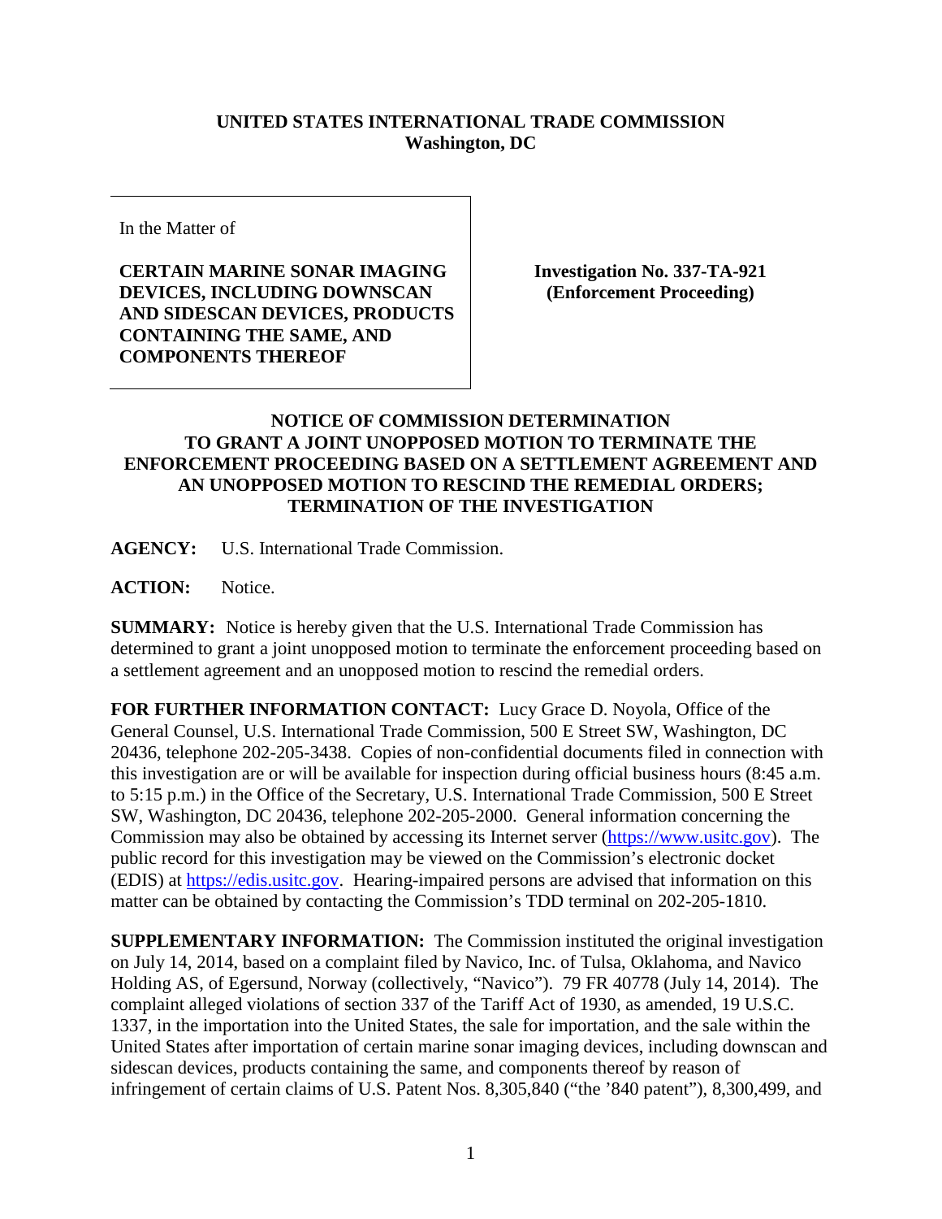**UNITED STATES INTERNATIONAL TRADE COMMISSION**
**Washington, DC**

In the Matter of

**CERTAIN MARINE SONAR IMAGING DEVICES, INCLUDING DOWNSCAN AND SIDESCAN DEVICES, PRODUCTS CONTAINING THE SAME, AND COMPONENTS THEREOF**

**Investigation No. 337-TA-921**
**(Enforcement Proceeding)**

**NOTICE OF COMMISSION DETERMINATION TO GRANT A JOINT UNOPPOSED MOTION TO TERMINATE THE ENFORCEMENT PROCEEDING BASED ON A SETTLEMENT AGREEMENT AND AN UNOPPOSED MOTION TO RESCIND THE REMEDIAL ORDERS; TERMINATION OF THE INVESTIGATION**

**AGENCY:** U.S. International Trade Commission.

**ACTION:** Notice.

**SUMMARY:** Notice is hereby given that the U.S. International Trade Commission has determined to grant a joint unopposed motion to terminate the enforcement proceeding based on a settlement agreement and an unopposed motion to rescind the remedial orders.

**FOR FURTHER INFORMATION CONTACT:** Lucy Grace D. Noyola, Office of the General Counsel, U.S. International Trade Commission, 500 E Street SW, Washington, DC 20436, telephone 202-205-3438. Copies of non-confidential documents filed in connection with this investigation are or will be available for inspection during official business hours (8:45 a.m. to 5:15 p.m.) in the Office of the Secretary, U.S. International Trade Commission, 500 E Street SW, Washington, DC 20436, telephone 202-205-2000. General information concerning the Commission may also be obtained by accessing its Internet server (https://www.usitc.gov). The public record for this investigation may be viewed on the Commission's electronic docket (EDIS) at https://edis.usitc.gov. Hearing-impaired persons are advised that information on this matter can be obtained by contacting the Commission's TDD terminal on 202-205-1810.

**SUPPLEMENTARY INFORMATION:** The Commission instituted the original investigation on July 14, 2014, based on a complaint filed by Navico, Inc. of Tulsa, Oklahoma, and Navico Holding AS, of Egersund, Norway (collectively, "Navico"). 79 FR 40778 (July 14, 2014). The complaint alleged violations of section 337 of the Tariff Act of 1930, as amended, 19 U.S.C. 1337, in the importation into the United States, the sale for importation, and the sale within the United States after importation of certain marine sonar imaging devices, including downscan and sidescan devices, products containing the same, and components thereof by reason of infringement of certain claims of U.S. Patent Nos. 8,305,840 ("the '840 patent"), 8,300,499, and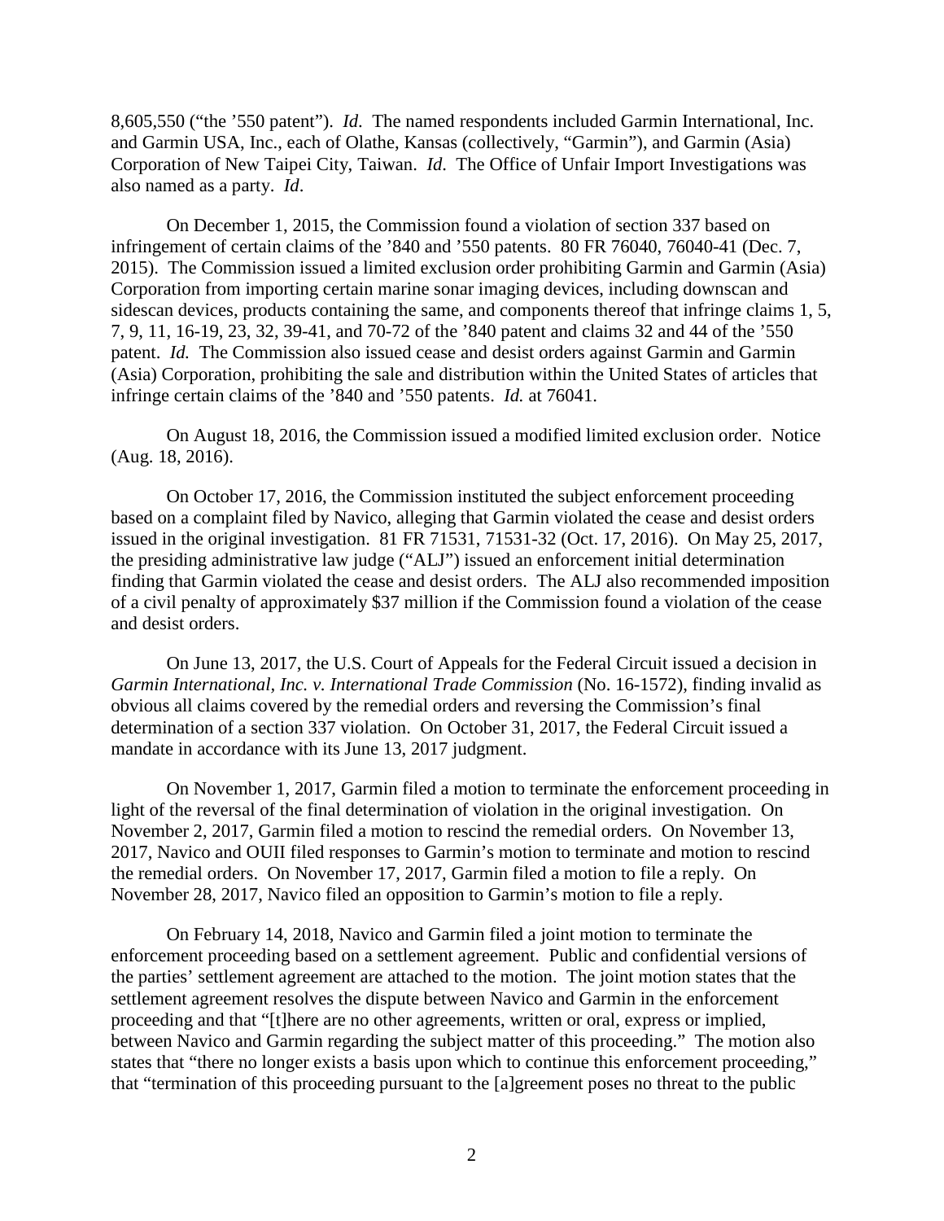8,605,550 ("the '550 patent"). *Id*. The named respondents included Garmin International, Inc. and Garmin USA, Inc., each of Olathe, Kansas (collectively, "Garmin"), and Garmin (Asia) Corporation of New Taipei City, Taiwan. *Id*. The Office of Unfair Import Investigations was also named as a party. *Id*.

On December 1, 2015, the Commission found a violation of section 337 based on infringement of certain claims of the '840 and '550 patents. 80 FR 76040, 76040-41 (Dec. 7, 2015). The Commission issued a limited exclusion order prohibiting Garmin and Garmin (Asia) Corporation from importing certain marine sonar imaging devices, including downscan and sidescan devices, products containing the same, and components thereof that infringe claims 1, 5, 7, 9, 11, 16-19, 23, 32, 39-41, and 70-72 of the '840 patent and claims 32 and 44 of the '550 patent. *Id.* The Commission also issued cease and desist orders against Garmin and Garmin (Asia) Corporation, prohibiting the sale and distribution within the United States of articles that infringe certain claims of the '840 and '550 patents. *Id.* at 76041.

On August 18, 2016, the Commission issued a modified limited exclusion order. Notice (Aug. 18, 2016).

On October 17, 2016, the Commission instituted the subject enforcement proceeding based on a complaint filed by Navico, alleging that Garmin violated the cease and desist orders issued in the original investigation. 81 FR 71531, 71531-32 (Oct. 17, 2016). On May 25, 2017, the presiding administrative law judge ("ALJ") issued an enforcement initial determination finding that Garmin violated the cease and desist orders. The ALJ also recommended imposition of a civil penalty of approximately $37 million if the Commission found a violation of the cease and desist orders.

On June 13, 2017, the U.S. Court of Appeals for the Federal Circuit issued a decision in *Garmin International, Inc. v. International Trade Commission* (No. 16-1572), finding invalid as obvious all claims covered by the remedial orders and reversing the Commission's final determination of a section 337 violation. On October 31, 2017, the Federal Circuit issued a mandate in accordance with its June 13, 2017 judgment.

On November 1, 2017, Garmin filed a motion to terminate the enforcement proceeding in light of the reversal of the final determination of violation in the original investigation. On November 2, 2017, Garmin filed a motion to rescind the remedial orders. On November 13, 2017, Navico and OUII filed responses to Garmin's motion to terminate and motion to rescind the remedial orders. On November 17, 2017, Garmin filed a motion to file a reply. On November 28, 2017, Navico filed an opposition to Garmin's motion to file a reply.

On February 14, 2018, Navico and Garmin filed a joint motion to terminate the enforcement proceeding based on a settlement agreement. Public and confidential versions of the parties' settlement agreement are attached to the motion. The joint motion states that the settlement agreement resolves the dispute between Navico and Garmin in the enforcement proceeding and that "[t]here are no other agreements, written or oral, express or implied, between Navico and Garmin regarding the subject matter of this proceeding." The motion also states that "there no longer exists a basis upon which to continue this enforcement proceeding," that "termination of this proceeding pursuant to the [a]greement poses no threat to the public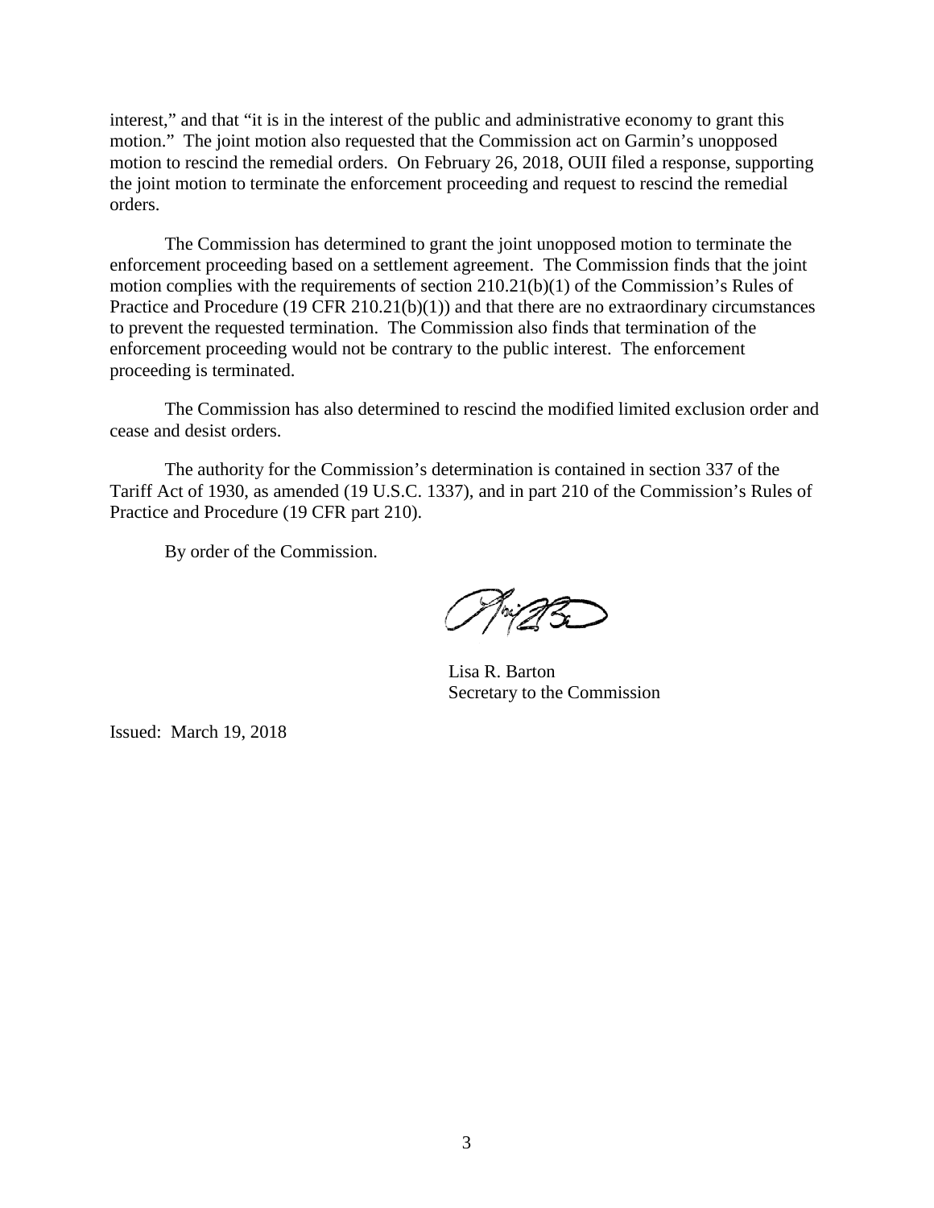interest," and that "it is in the interest of the public and administrative economy to grant this motion." The joint motion also requested that the Commission act on Garmin's unopposed motion to rescind the remedial orders. On February 26, 2018, OUII filed a response, supporting the joint motion to terminate the enforcement proceeding and request to rescind the remedial orders.

The Commission has determined to grant the joint unopposed motion to terminate the enforcement proceeding based on a settlement agreement. The Commission finds that the joint motion complies with the requirements of section 210.21(b)(1) of the Commission's Rules of Practice and Procedure (19 CFR 210.21(b)(1)) and that there are no extraordinary circumstances to prevent the requested termination. The Commission also finds that termination of the enforcement proceeding would not be contrary to the public interest. The enforcement proceeding is terminated.

The Commission has also determined to rescind the modified limited exclusion order and cease and desist orders.

The authority for the Commission's determination is contained in section 337 of the Tariff Act of 1930, as amended (19 U.S.C. 1337), and in part 210 of the Commission's Rules of Practice and Procedure (19 CFR part 210).

By order of the Commission.

Lisa R. Barton
Secretary to the Commission

Issued: March 19, 2018